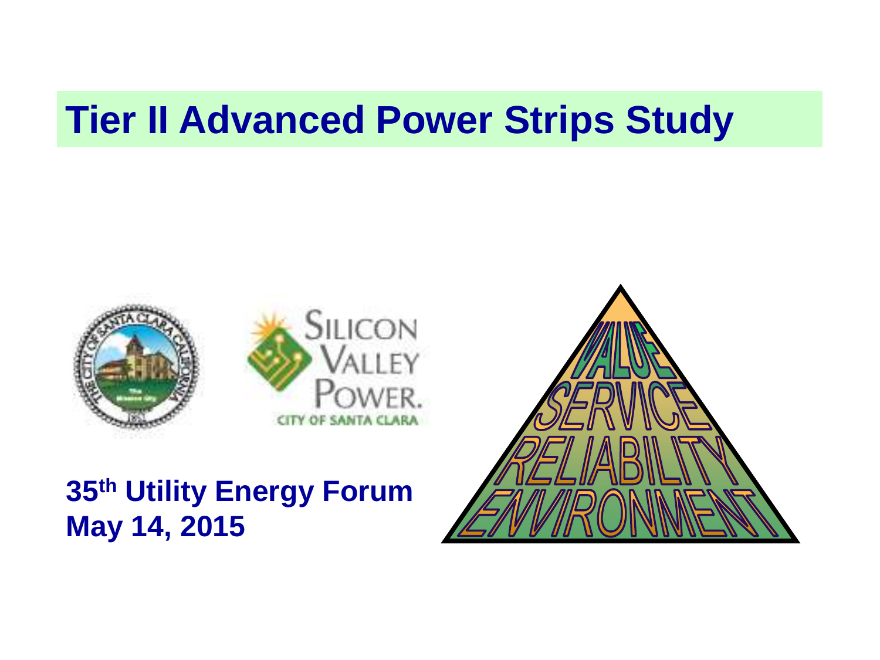# Tier II Advanced Power Strips Study

**35th Utility Energy Forum**
**May 14, 2015**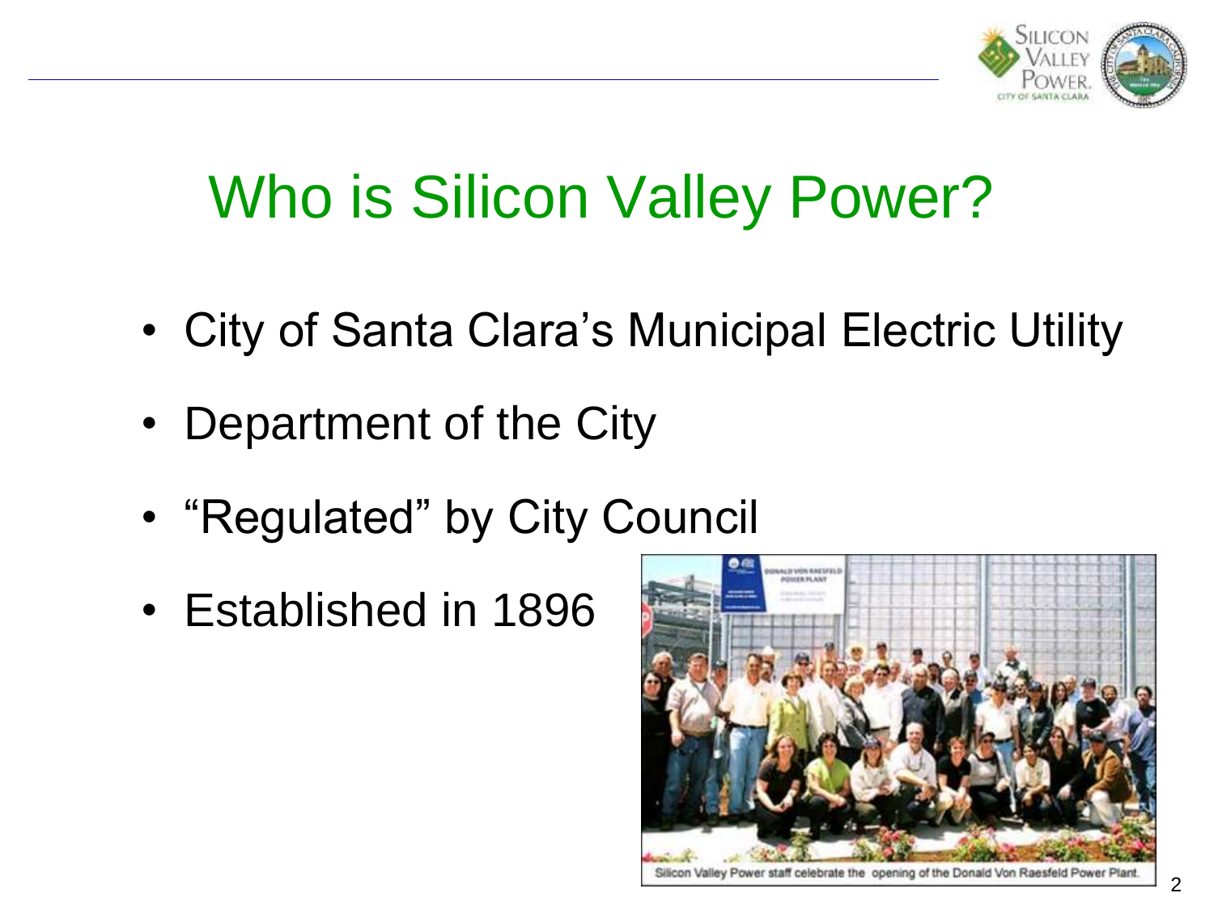# Who is Silicon Valley Power?

- City of Santa Clara's Municipal Electric Utility
- Department of the City
- "Regulated" by City Council
- Established in 1896

Silicon Valley Power staff celebrate the opening of the Donald Von Raesfeld Power Plant.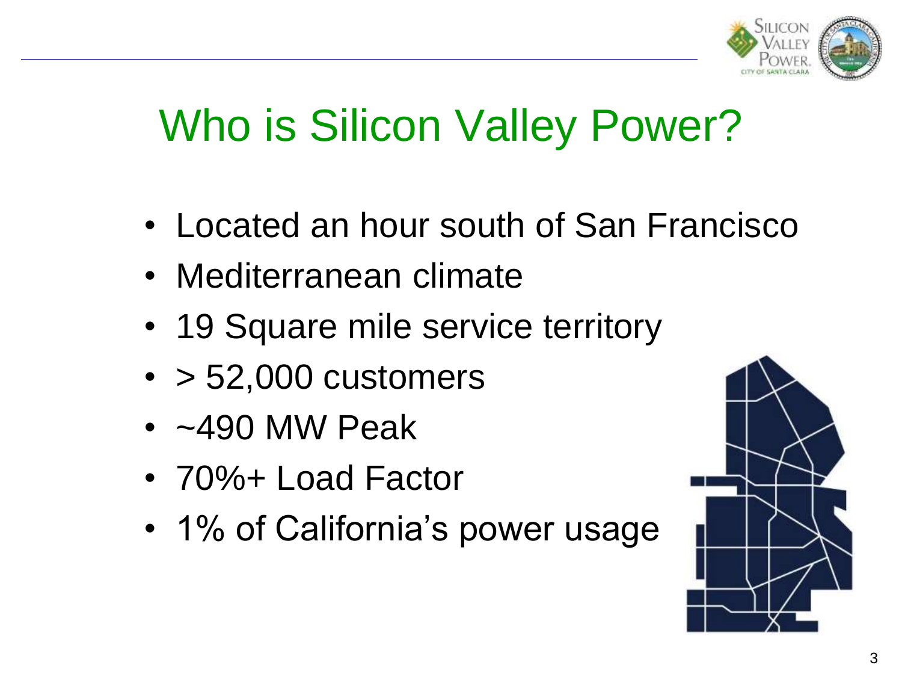# Who is Silicon Valley Power?

- Located an hour south of San Francisco
- Mediterranean climate
- 19 Square mile service territory
- > 52,000 customers
- ~490 MW Peak
- 70%+ Load Factor
- 1% of California's power usage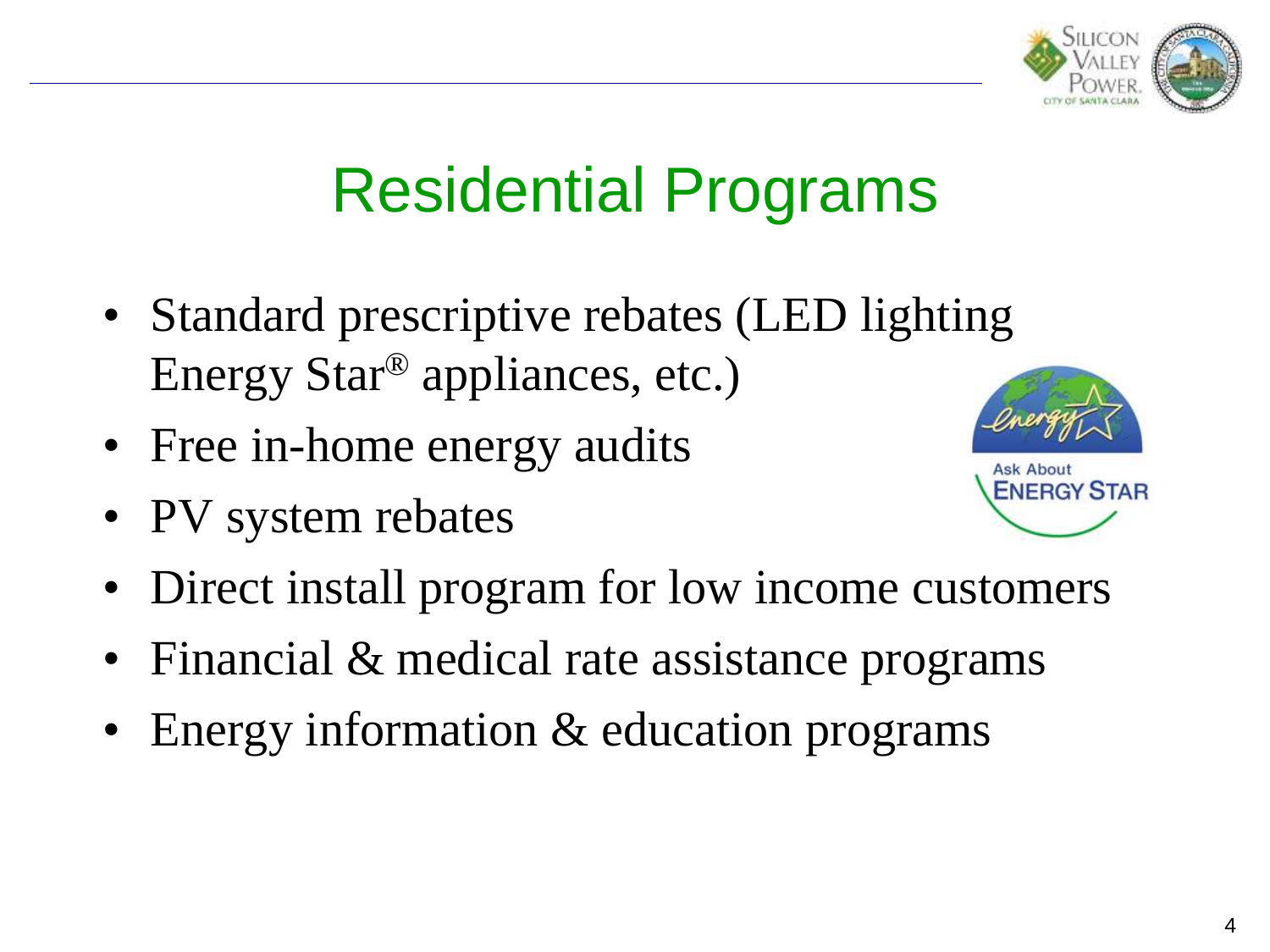# Residential Programs

- Standard prescriptive rebates (LED lighting Energy Star® appliances, etc.)
- Free in-home energy audits
- PV system rebates
- Direct install program for low income customers
- Financial & medical rate assistance programs
- Energy information & education programs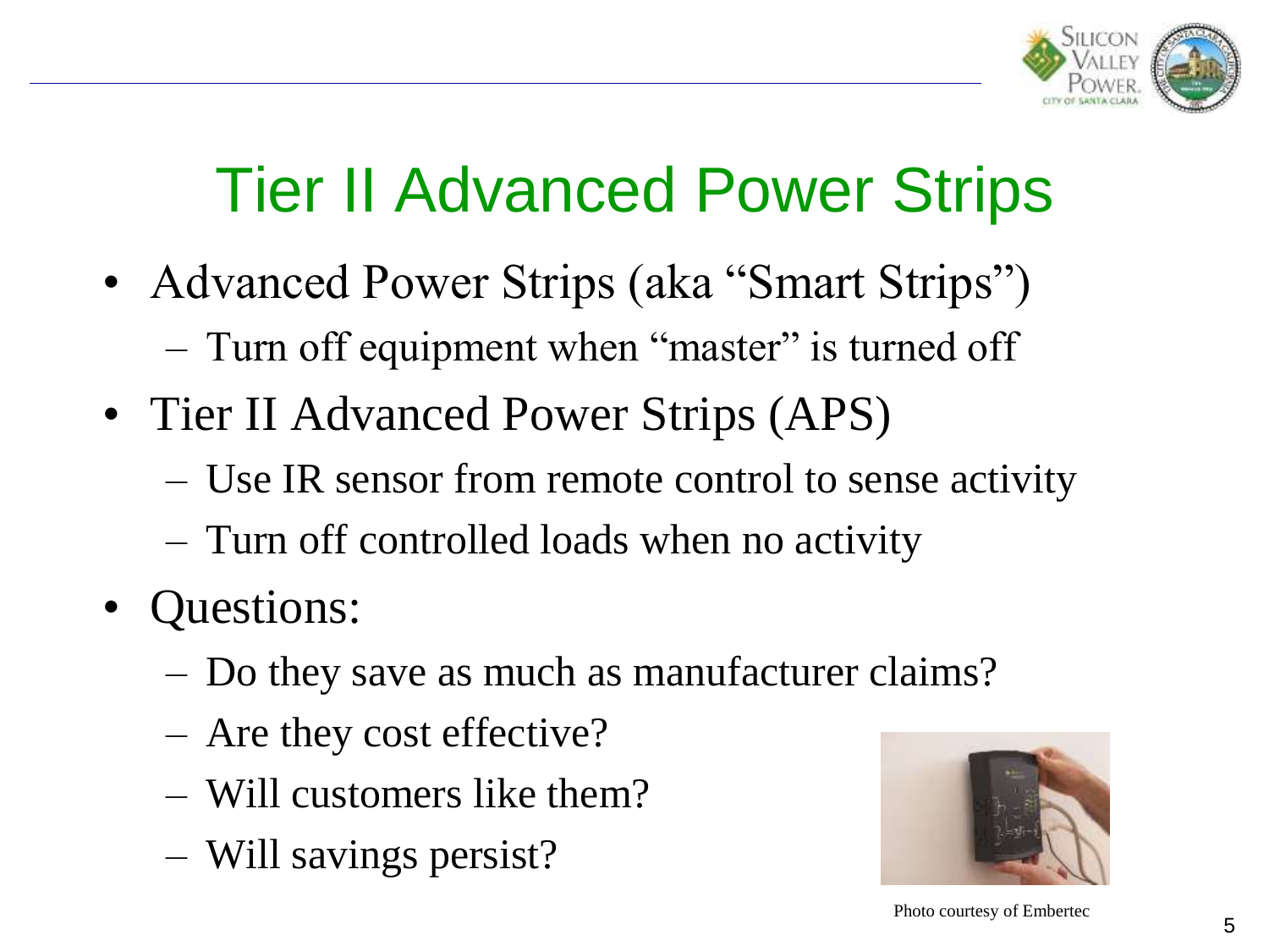# Tier II Advanced Power Strips

- Advanced Power Strips (aka "Smart Strips")
  - Turn off equipment when "master" is turned off
- Tier II Advanced Power Strips (APS)
  - Use IR sensor from remote control to sense activity
  - Turn off controlled loads when no activity
- Questions:
  - Do they save as much as manufacturer claims?
  - Are they cost effective?
  - Will customers like them?
  - Will savings persist?

Photo courtesy of Embertec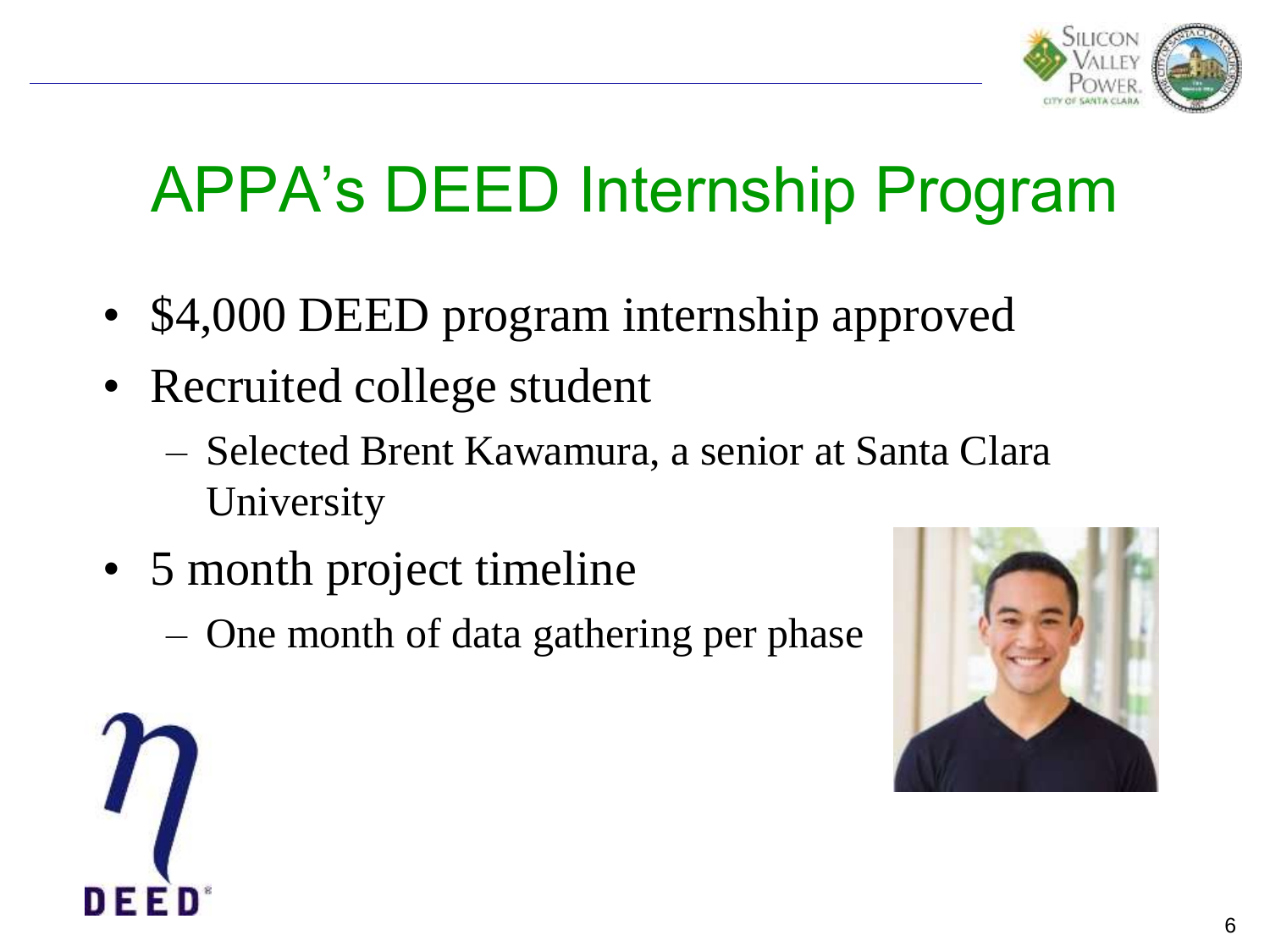# APPA's DEED Internship Program

- $4,000 DEED program internship approved
- Recruited college student
  - Selected Brent Kawamura, a senior at Santa Clara University
- 5 month project timeline
  - One month of data gathering per phase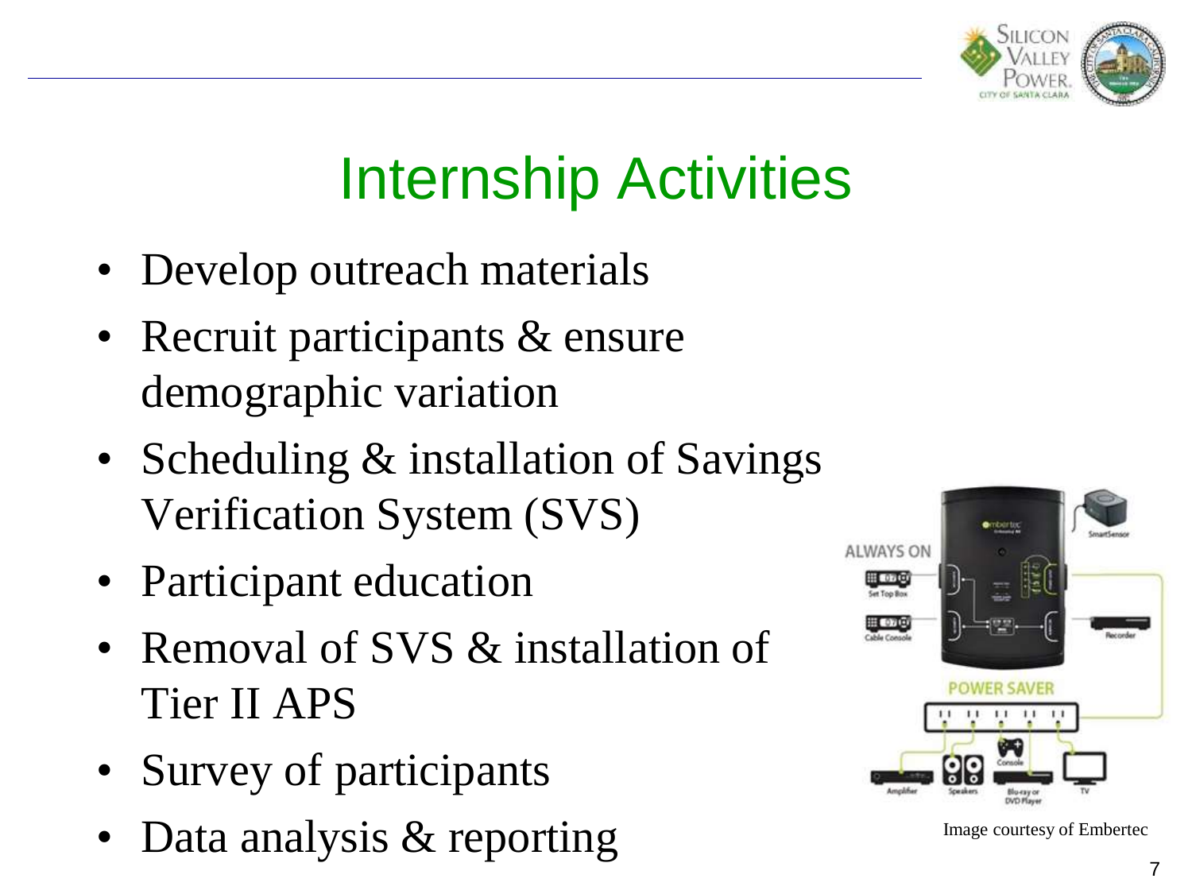# Internship Activities

- Develop outreach materials
- Recruit participants & ensure demographic variation
- Scheduling & installation of Savings Verification System (SVS)
- Participant education
- Removal of SVS & installation of Tier II APS
- Survey of participants
- Data analysis & reporting

Image courtesy of Embertec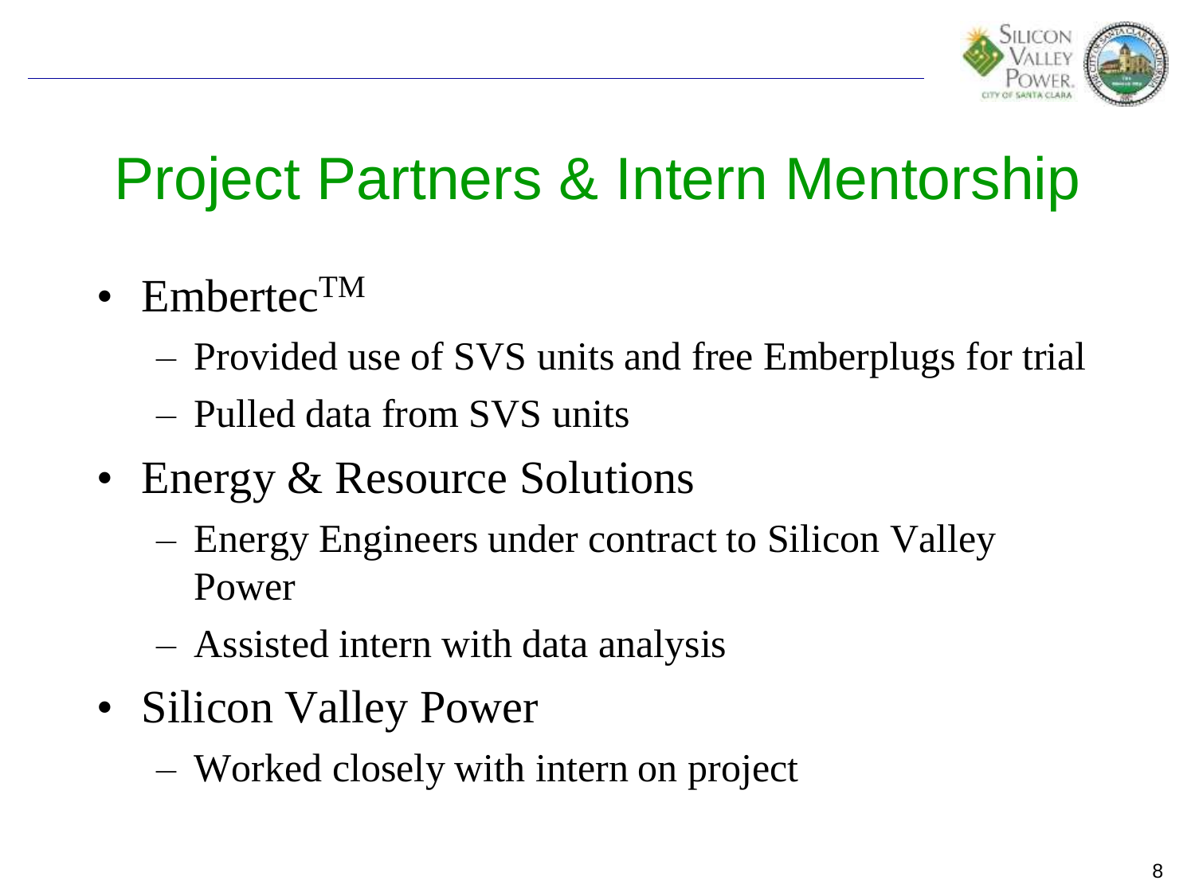# Project Partners & Intern Mentorship

- Embertec™
  - Provided use of SVS units and free Emberplugs for trial
  - Pulled data from SVS units
- Energy & Resource Solutions
  - Energy Engineers under contract to Silicon Valley Power
  - Assisted intern with data analysis
- Silicon Valley Power
  - Worked closely with intern on project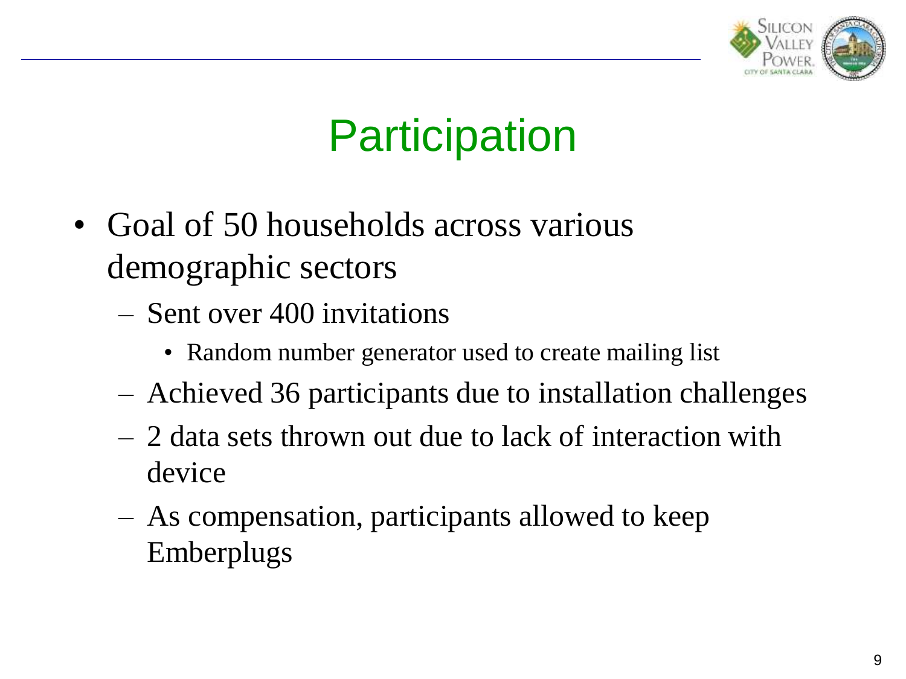# Participation

- Goal of 50 households across various demographic sectors
  - Sent over 400 invitations
    - Random number generator used to create mailing list
  - Achieved 36 participants due to installation challenges
  - 2 data sets thrown out due to lack of interaction with device
  - As compensation, participants allowed to keep Emberplugs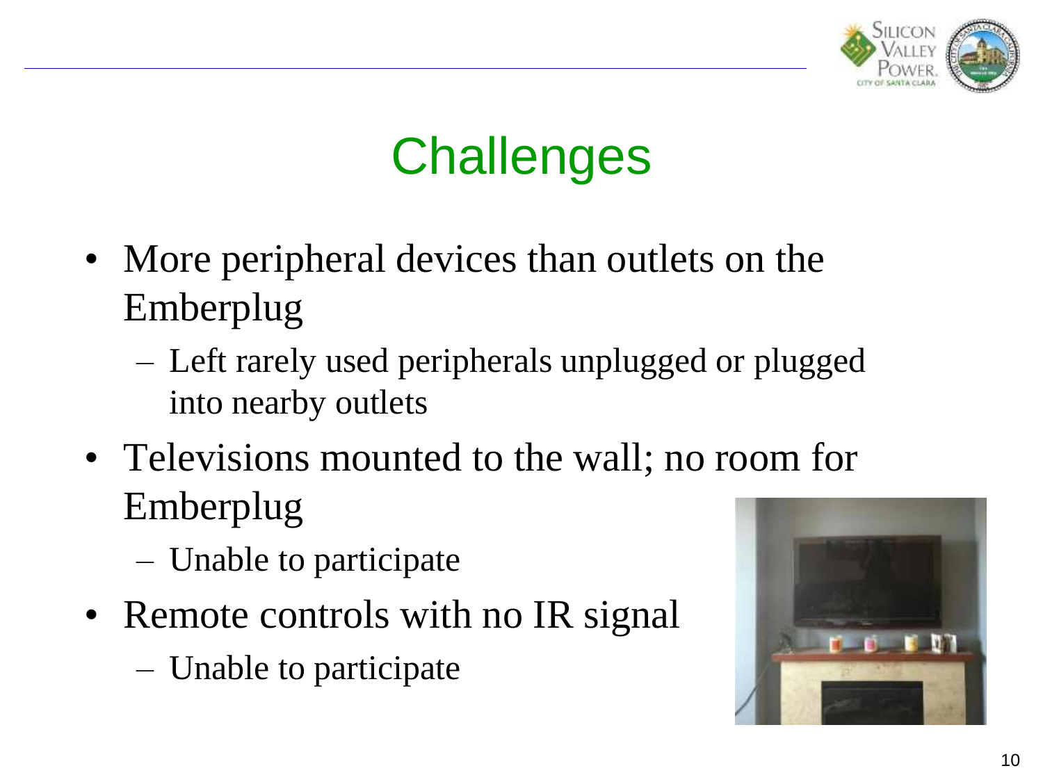# Challenges

- More peripheral devices than outlets on the Emberplug
  - Left rarely used peripherals unplugged or plugged into nearby outlets
- Televisions mounted to the wall; no room for Emberplug
  - Unable to participate
- Remote controls with no IR signal
  - Unable to participate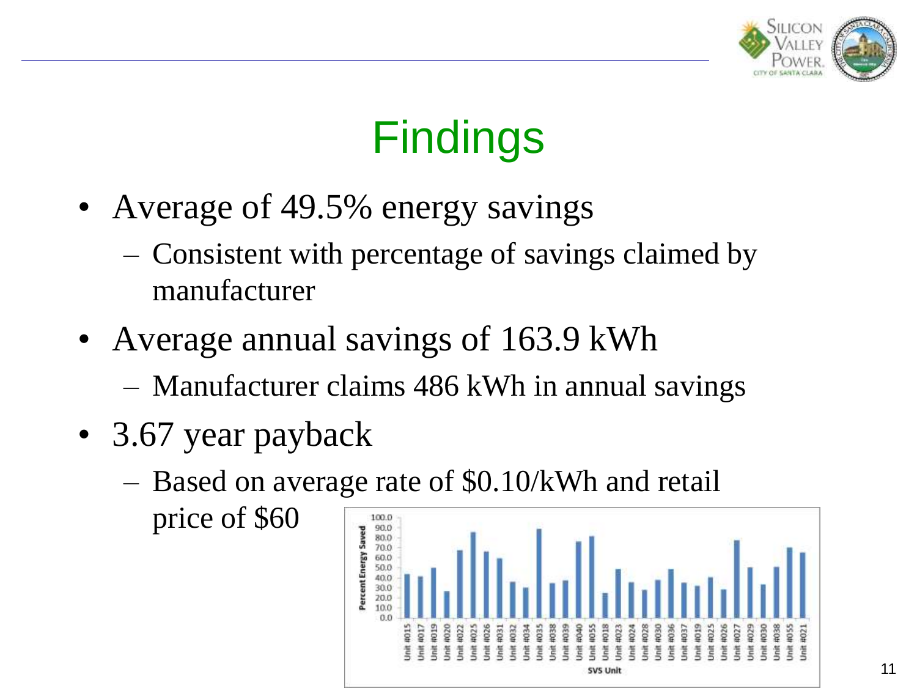# Findings

- Average of 49.5% energy savings
  - Consistent with percentage of savings claimed by manufacturer
- Average annual savings of 163.9 kWh
  - Manufacturer claims 486 kWh in annual savings
- 3.67 year payback
  - Based on average rate of $0.10/kWh and retail price of $60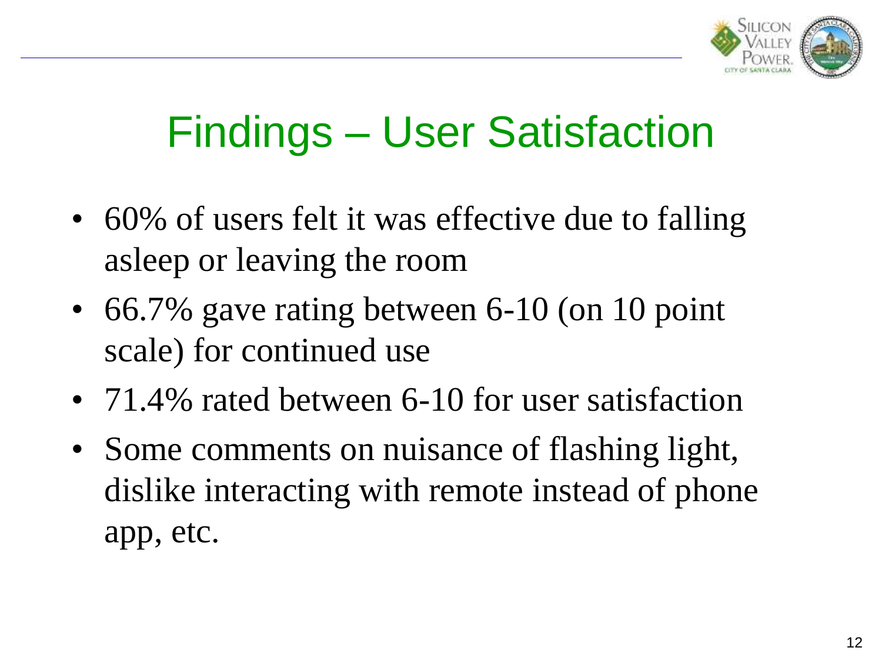# Findings – User Satisfaction

- 60% of users felt it was effective due to falling asleep or leaving the room
- 66.7% gave rating between 6-10 (on 10 point scale) for continued use
- 71.4% rated between 6-10 for user satisfaction
- Some comments on nuisance of flashing light, dislike interacting with remote instead of phone app, etc.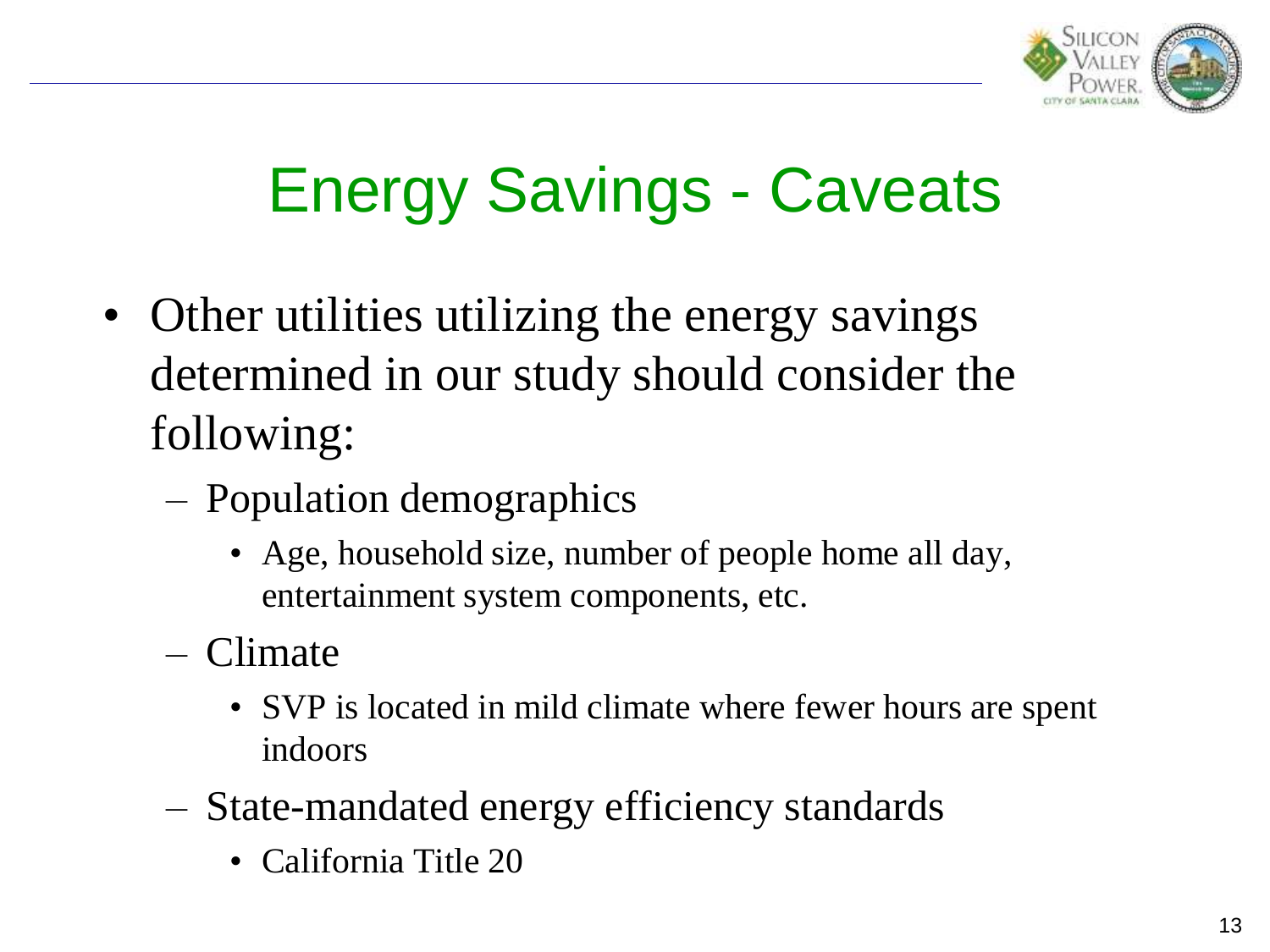# Energy Savings - Caveats

- Other utilities utilizing the energy savings determined in our study should consider the following:
  - Population demographics
    - Age, household size, number of people home all day, entertainment system components, etc.
  - Climate
    - SVP is located in mild climate where fewer hours are spent indoors
  - State-mandated energy efficiency standards
    - California Title 20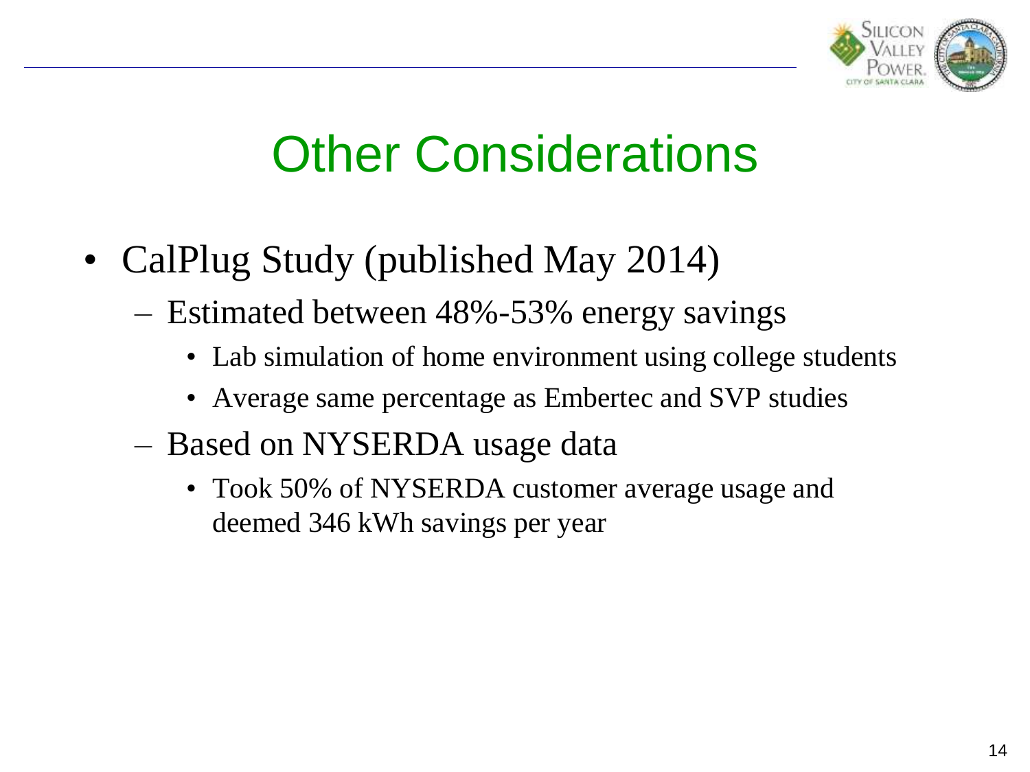# Other Considerations

- CalPlug Study (published May 2014)
  - Estimated between 48%-53% energy savings
    - Lab simulation of home environment using college students
    - Average same percentage as Embertec and SVP studies
  - Based on NYSERDA usage data
    - Took 50% of NYSERDA customer average usage and deemed 346 kWh savings per year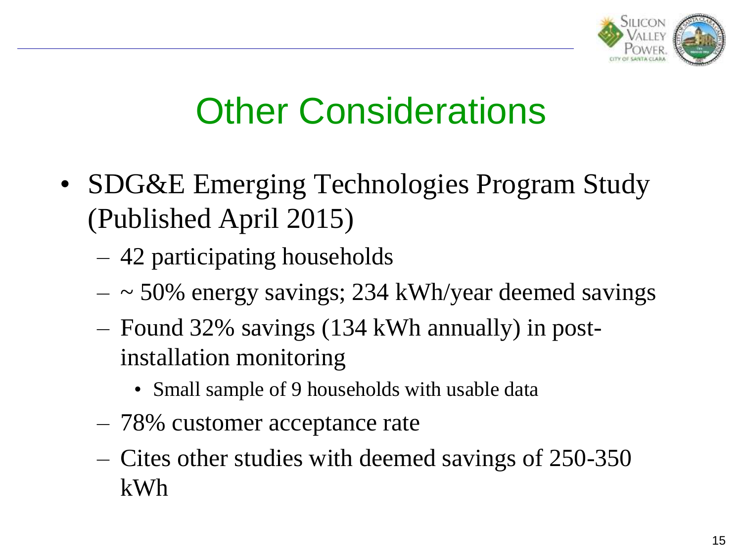# Other Considerations

- SDG&E Emerging Technologies Program Study (Published April 2015)
  - 42 participating households
  - ~ 50% energy savings; 234 kWh/year deemed savings
  - Found 32% savings (134 kWh annually) in post-installation monitoring
    - Small sample of 9 households with usable data
  - 78% customer acceptance rate
  - Cites other studies with deemed savings of 250-350 kWh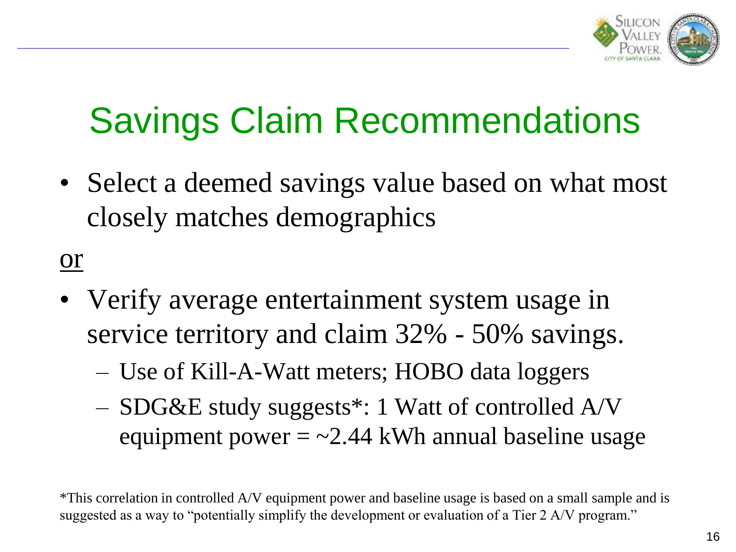# Savings Claim Recommendations

- Select a deemed savings value based on what most closely matches demographics

<u>or</u>

- Verify average entertainment system usage in service territory and claim 32% - 50% savings.
  - Use of Kill-A-Watt meters; HOBO data loggers
  - SDG&E study suggests*: 1 Watt of controlled A/V equipment power = ~2.44 kWh annual baseline usage

*This correlation in controlled A/V equipment power and baseline usage is based on a small sample and is suggested as a way to "potentially simplify the development or evaluation of a Tier 2 A/V program."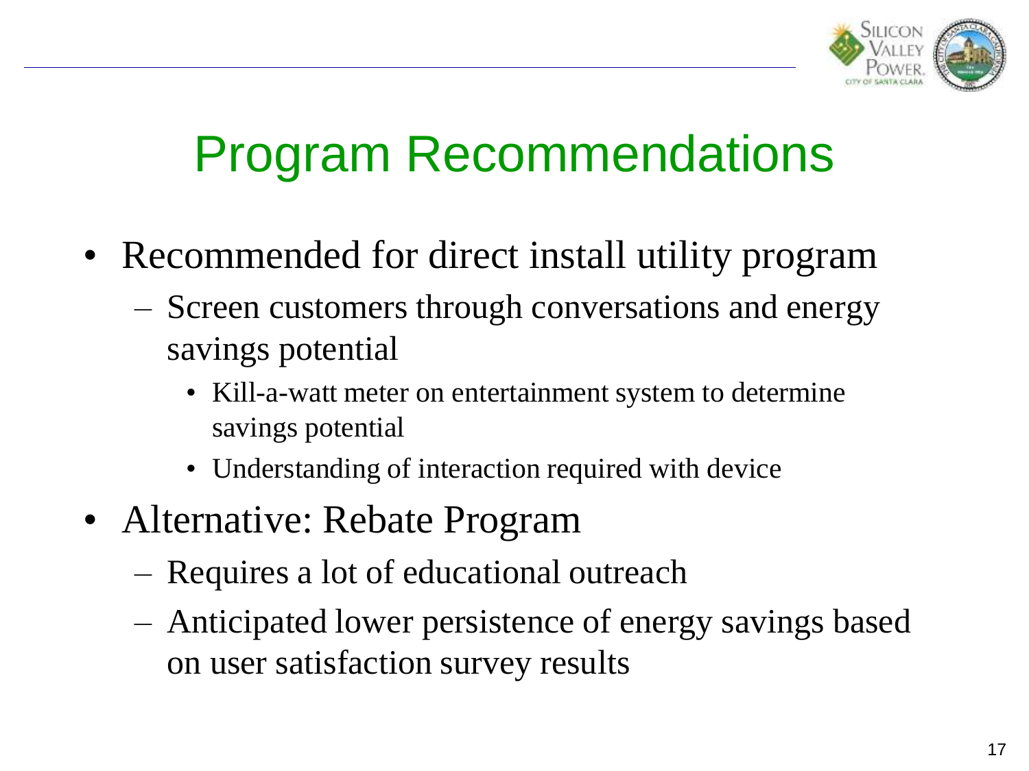# Program Recommendations

- Recommended for direct install utility program
  - Screen customers through conversations and energy savings potential
    - Kill-a-watt meter on entertainment system to determine savings potential
    - Understanding of interaction required with device
- Alternative: Rebate Program
  - Requires a lot of educational outreach
  - Anticipated lower persistence of energy savings based on user satisfaction survey results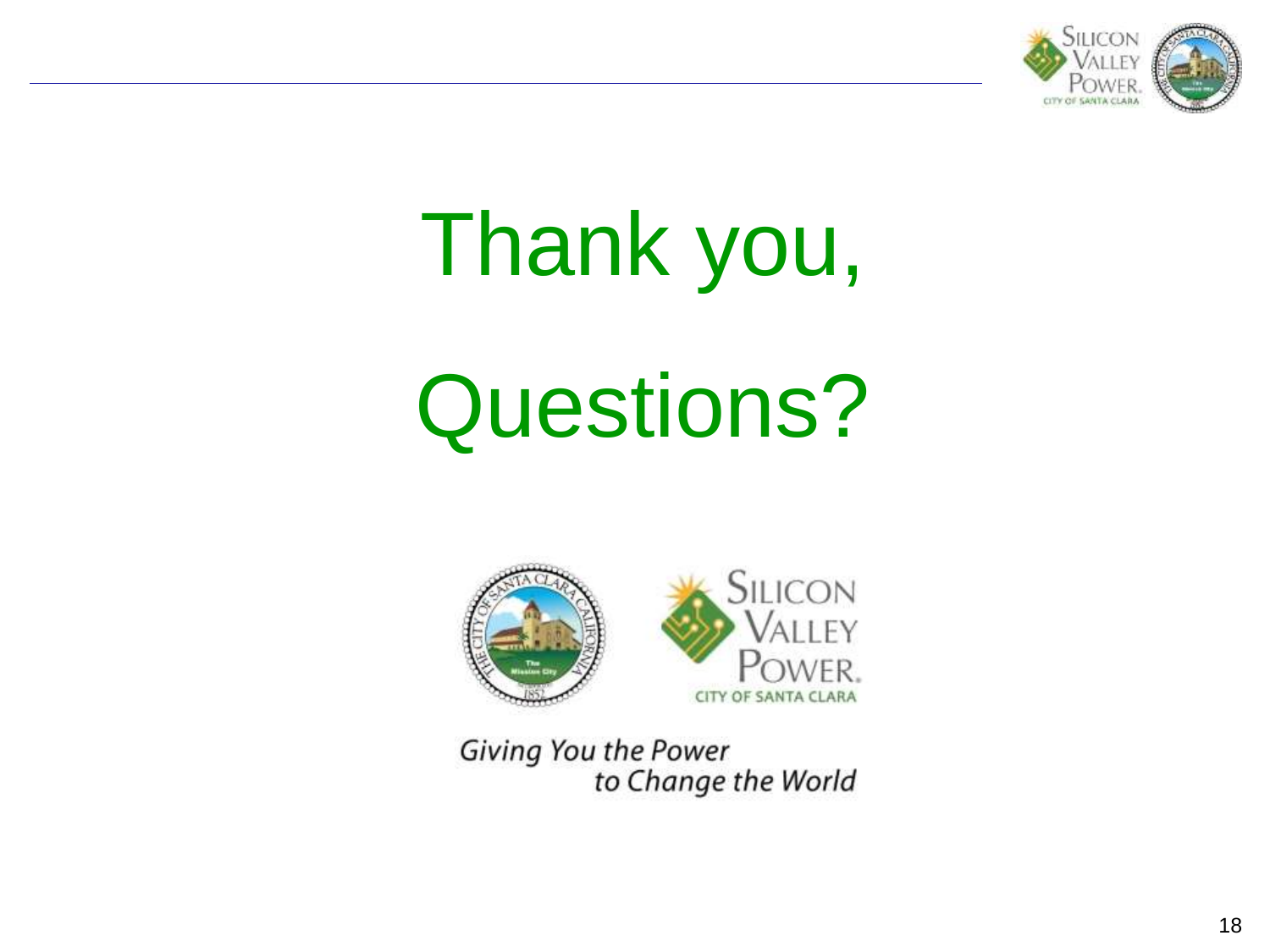# Thank you,

# Questions?

*Giving You the Power to Change the World*